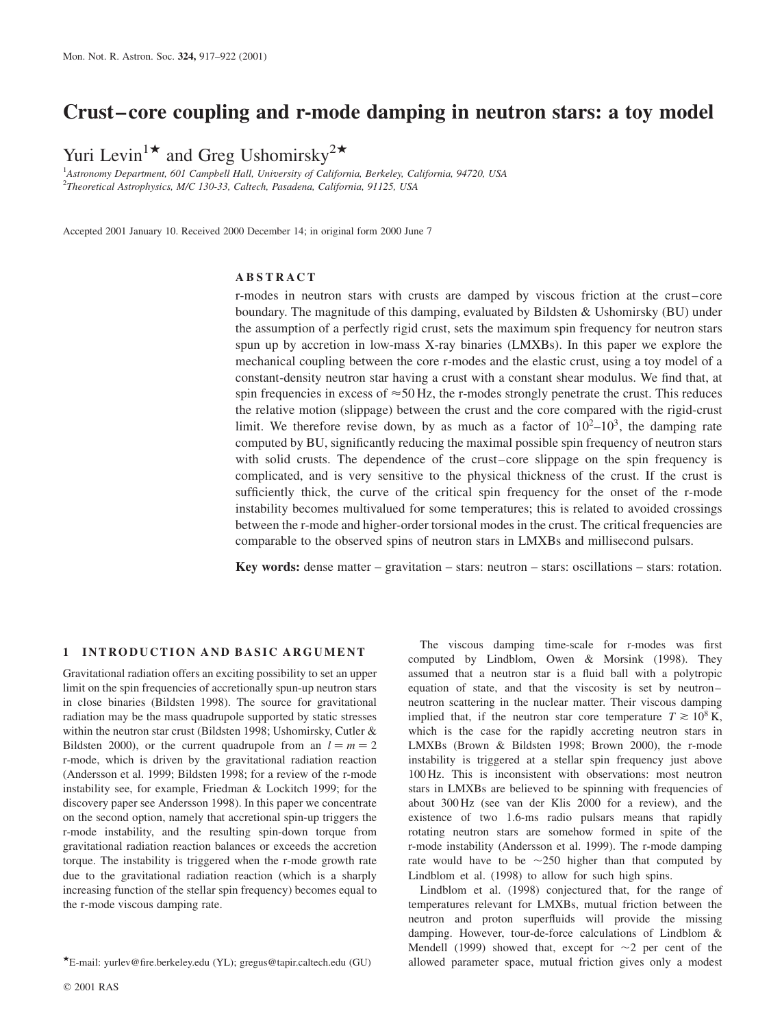# Crust–core coupling and r-mode damping in neutron stars: a toy model

Yuri Levin[1★] and Greg Ushomirsky[2★]

[1]*Astronomy Department, 601 Campbell Hall, University of California, Berkeley, California, 94720, USA*
[2]*Theoretical Astrophysics, M/C 130-33, Caltech, Pasadena, California, 91125, USA*

Accepted 2001 January 10. Received 2000 December 14; in original form 2000 June 7

## ABSTRACT

r-modes in neutron stars with crusts are damped by viscous friction at the crust–core boundary. The magnitude of this damping, evaluated by Bildsten & Ushomirsky (BU) under the assumption of a perfectly rigid crust, sets the maximum spin frequency for neutron stars spun up by accretion in low-mass X-ray binaries (LMXBs). In this paper we explore the mechanical coupling between the core r-modes and the elastic crust, using a toy model of a constant-density neutron star having a crust with a constant shear modulus. We find that, at spin frequencies in excess of $\approx 50$ Hz, the r-modes strongly penetrate the crust. This reduces the relative motion (slippage) between the crust and the core compared with the rigid-crust limit. We therefore revise down, by as much as a factor of $10^2$–$10^3$, the damping rate computed by BU, significantly reducing the maximal possible spin frequency of neutron stars with solid crusts. The dependence of the crust–core slippage on the spin frequency is complicated, and is very sensitive to the physical thickness of the crust. If the crust is sufficiently thick, the curve of the critical spin frequency for the onset of the r-mode instability becomes multivalued for some temperatures; this is related to avoided crossings between the r-mode and higher-order torsional modes in the crust. The critical frequencies are comparable to the observed spins of neutron stars in LMXBs and millisecond pulsars.

**Key words:** dense matter – gravitation – stars: neutron – stars: oscillations – stars: rotation.

## 1 INTRODUCTION AND BASIC ARGUMENT

Gravitational radiation offers an exciting possibility to set an upper limit on the spin frequencies of accretionally spun-up neutron stars in close binaries (Bildsten 1998). The source for gravitational radiation may be the mass quadrupole supported by static stresses within the neutron star crust (Bildsten 1998; Ushomirsky, Cutler & Bildsten 2000), or the current quadrupole from an $l = m = 2$ r-mode, which is driven by the gravitational radiation reaction (Andersson et al. 1999; Bildsten 1998; for a review of the r-mode instability see, for example, Friedman & Lockitch 1999; for the discovery paper see Andersson 1998). In this paper we concentrate on the second option, namely that accretional spin-up triggers the r-mode instability, and the resulting spin-down torque from gravitational radiation reaction balances or exceeds the accretion torque. The instability is triggered when the r-mode growth rate due to the gravitational radiation reaction (which is a sharply increasing function of the stellar spin frequency) becomes equal to the r-mode viscous damping rate.

The viscous damping time-scale for r-modes was first computed by Lindblom, Owen & Morsink (1998). They assumed that a neutron star is a fluid ball with a polytropic equation of state, and that the viscosity is set by neutron–neutron scattering in the nuclear matter. Their viscous damping implied that, if the neutron star core temperature $T \gtrsim 10^8$ K, which is the case for the rapidly accreting neutron stars in LMXBs (Brown & Bildsten 1998; Brown 2000), the r-mode instability is triggered at a stellar spin frequency just above 100 Hz. This is inconsistent with observations: most neutron stars in LMXBs are believed to be spinning with frequencies of about 300 Hz (see van der Klis 2000 for a review), and the existence of two 1.6-ms radio pulsars means that rapidly rotating neutron stars are somehow formed in spite of the r-mode instability (Andersson et al. 1999). The r-mode damping rate would have to be $\sim 250$ higher than that computed by Lindblom et al. (1998) to allow for such high spins.

Lindblom et al. (1998) conjectured that, for the range of temperatures relevant for LMXBs, mutual friction between the neutron and proton superfluids will provide the missing damping. However, tour-de-force calculations of Lindblom & Mendell (1999) showed that, except for $\sim 2$ per cent of the allowed parameter space, mutual friction gives only a modest

★E-mail: yurlev@fire.berkeley.edu (YL); gregus@tapir.caltech.edu (GU)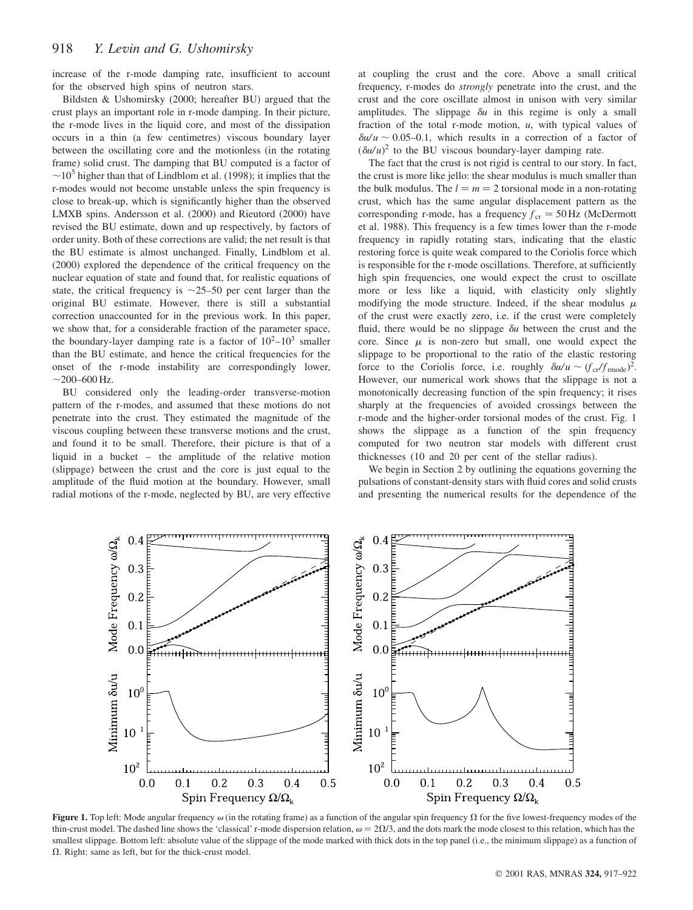increase of the r-mode damping rate, insufficient to account for the observed high spins of neutron stars.

Bildsten & Ushomirsky (2000; hereafter BU) argued that the crust plays an important role in r-mode damping. In their picture, the r-mode lives in the liquid core, and most of the dissipation occurs in a thin (a few centimetres) viscous boundary layer between the oscillating core and the motionless (in the rotating frame) solid crust. The damping that BU computed is a factor of $\sim 10^5$ higher than that of Lindblom et al. (1998); it implies that the r-modes would not become unstable unless the spin frequency is close to break-up, which is significantly higher than the observed LMXB spins. Andersson et al. (2000) and Rieutord (2000) have revised the BU estimate, down and up respectively, by factors of order unity. Both of these corrections are valid; the net result is that the BU estimate is almost unchanged. Finally, Lindblom et al. (2000) explored the dependence of the critical frequency on the nuclear equation of state and found that, for realistic equations of state, the critical frequency is $\sim$25–50 per cent larger than the original BU estimate. However, there is still a substantial correction unaccounted for in the previous work. In this paper, we show that, for a considerable fraction of the parameter space, the boundary-layer damping rate is a factor of $10^2$–$10^3$ smaller than the BU estimate, and hence the critical frequencies for the onset of the r-mode instability are correspondingly lower, $\sim$200–600 Hz.

BU considered only the leading-order transverse-motion pattern of the r-modes, and assumed that these motions do not penetrate into the crust. They estimated the magnitude of the viscous coupling between these transverse motions and the crust, and found it to be small. Therefore, their picture is that of a liquid in a bucket – the amplitude of the relative motion (slippage) between the crust and the core is just equal to the amplitude of the fluid motion at the boundary. However, small radial motions of the r-mode, neglected by BU, are very effective at coupling the crust and the core. Above a small critical frequency, r-modes do *strongly* penetrate into the crust, and the crust and the core oscillate almost in unison with very similar amplitudes. The slippage $\delta u$ in this regime is only a small fraction of the total r-mode motion, $u$, with typical values of $\delta u/u \sim 0.05$–$0.1$, which results in a correction of a factor of $(\delta u/u)^2$ to the BU viscous boundary-layer damping rate.

The fact that the crust is not rigid is central to our story. In fact, the crust is more like jello: the shear modulus is much smaller than the bulk modulus. The $l = m = 2$ torsional mode in a non-rotating crust, which has the same angular displacement pattern as the corresponding r-mode, has a frequency $f_{\rm cr} \simeq 50$ Hz (McDermott et al. 1988). This frequency is a few times lower than the r-mode frequency in rapidly rotating stars, indicating that the elastic restoring force is quite weak compared to the Coriolis force which is responsible for the r-mode oscillations. Therefore, at sufficiently high spin frequencies, one would expect the crust to oscillate more or less like a liquid, with elasticity only slightly modifying the mode structure. Indeed, if the shear modulus $\mu$ of the crust were exactly zero, i.e. if the crust were completely fluid, there would be no slippage $\delta u$ between the crust and the core. Since $\mu$ is non-zero but small, one would expect the slippage to be proportional to the ratio of the elastic restoring force to the Coriolis force, i.e. roughly $\delta u/u \sim (f_{\rm cr}/f_{\rm rmode})^2$. However, our numerical work shows that the slippage is not a monotonically decreasing function of the spin frequency; it rises sharply at the frequencies of avoided crossings between the r-mode and the higher-order torsional modes of the crust. Fig. 1 shows the slippage as a function of the spin frequency computed for two neutron star models with different crust thicknesses (10 and 20 per cent of the stellar radius).

We begin in Section 2 by outlining the equations governing the pulsations of constant-density stars with fluid cores and solid crusts and presenting the numerical results for the dependence of the

**Figure 1.** Top left: Mode angular frequency $\omega$ (in the rotating frame) as a function of the angular spin frequency $\Omega$ for the five lowest-frequency modes of the thin-crust model. The dashed line shows the 'classical' r-mode dispersion relation, $\omega = 2\Omega/3$, and the dots mark the mode closest to this relation, which has the smallest slippage. Bottom left: absolute value of the slippage of the mode marked with thick dots in the top panel (i.e., the minimum slippage) as a function of $\Omega$. Right: same as left, but for the thick-crust model.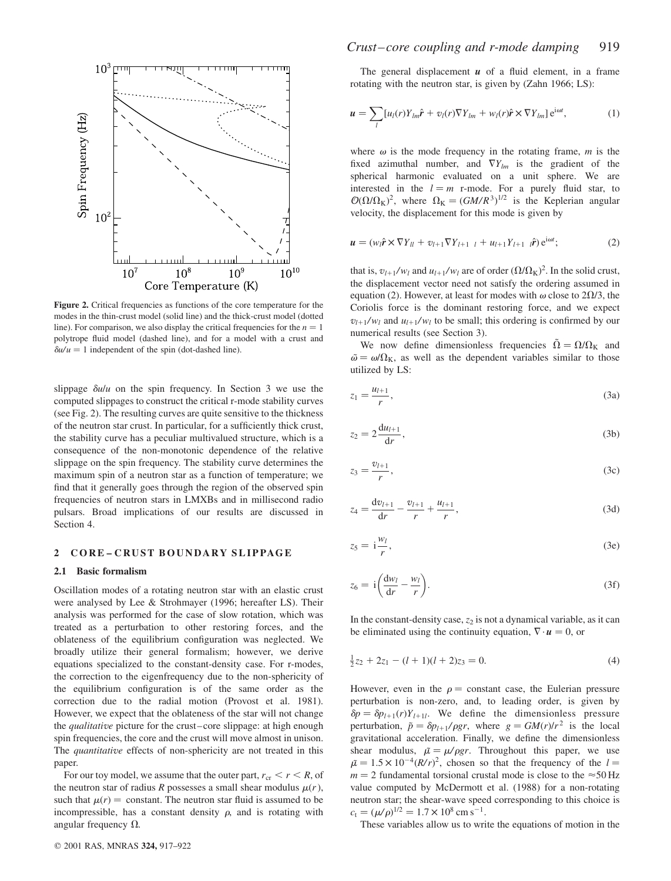**Figure 2.** Critical frequencies as functions of the core temperature for the modes in the thin-crust model (solid line) and the thick-crust model (dotted line). For comparison, we also display the critical frequencies for the $n = 1$ polytrope fluid model (dashed line), and for a model with a crust and $\delta u/u = 1$ independent of the spin (dot-dashed line).

slippage $\delta u/u$ on the spin frequency. In Section 3 we use the computed slippages to construct the critical r-mode stability curves (see Fig. 2). The resulting curves are quite sensitive to the thickness of the neutron star crust. In particular, for a sufficiently thick crust, the stability curve has a peculiar multivalued structure, which is a consequence of the non-monotonic dependence of the relative slippage on the spin frequency. The stability curve determines the maximum spin of a neutron star as a function of temperature; we find that it generally goes through the region of the observed spin frequencies of neutron stars in LMXBs and in millisecond radio pulsars. Broad implications of our results are discussed in Section 4.

## 2 CORE–CRUST BOUNDARY SLIPPAGE

### 2.1 Basic formalism

Oscillation modes of a rotating neutron star with an elastic crust were analysed by Lee & Strohmayer (1996; hereafter LS). Their analysis was performed for the case of slow rotation, which was treated as a perturbation to other restoring forces, and the oblateness of the equilibrium configuration was neglected. We broadly utilize their general formalism; however, we derive equations specialized to the constant-density case. For r-modes, the correction to the eigenfrequency due to the non-sphericity of the equilibrium configuration is of the same order as the correction due to the radial motion (Provost et al. 1981). However, we expect that the oblateness of the star will not change the *qualitative* picture for the crust–core slippage: at high enough spin frequencies, the core and the crust will move almost in unison. The *quantitative* effects of non-sphericity are not treated in this paper.

For our toy model, we assume that the outer part, $r_{\rm cr} < r < R$, of the neutron star of radius $R$ possesses a small shear modulus $\mu(r)$, such that $\mu(r) =$ constant. The neutron star fluid is assumed to be incompressible, has a constant density $\rho$, and is rotating with angular frequency $\Omega$.

The general displacement $\boldsymbol{u}$ of a fluid element, in a frame rotating with the neutron star, is given by (Zahn 1966; LS):

$$\boldsymbol{u} = \sum_l [u_l(r) Y_{lm}\hat{\boldsymbol{r}} + v_l(r)\nabla Y_{lm} + w_l(r)\hat{\boldsymbol{r}}\times\nabla Y_{lm}]\,{\rm e}^{{\rm i}\omega t}, \tag{1}$$

where $\omega$ is the mode frequency in the rotating frame, $m$ is the fixed azimuthal number, and $\nabla Y_{lm}$ is the gradient of the spherical harmonic evaluated on a unit sphere. We are interested in the $l = m$ r-mode. For a purely fluid star, to $\mathcal{O}(\Omega/\Omega_{\rm K})^2$, where $\Omega_{\rm K} = (GM/R^3)^{1/2}$ is the Keplerian angular velocity, the displacement for this mode is given by

$$\boldsymbol{u} = (w_l\hat{\boldsymbol{r}}\times\nabla Y_{ll} + v_{l+1}\nabla Y_{l+1\ l} + u_{l+1}Y_{l+1\ l}\hat{\boldsymbol{r}})\,{\rm e}^{{\rm i}\omega t}; \tag{2}$$

that is, $v_{l+1}/w_l$ and $u_{l+1}/w_l$ are of order $(\Omega/\Omega_{\rm K})^2$. In the solid crust, the displacement vector need not satisfy the ordering assumed in equation (2). However, at least for modes with $\omega$ close to $2\Omega/3$, the Coriolis force is the dominant restoring force, and we expect $v_{l+1}/w_l$ and $u_{l+1}/w_l$ to be small; this ordering is confirmed by our numerical results (see Section 3).

We now define dimensionless frequencies $\tilde{\Omega} = \Omega/\Omega_{\rm K}$ and $\tilde{\omega} = \omega/\Omega_{\rm K}$, as well as the dependent variables similar to those utilized by LS:

$$z_1 = \frac{u_{l+1}}{r}, \tag{3a}$$

$$z_2 = 2\frac{{\rm d}u_{l+1}}{{\rm d}r}, \tag{3b}$$

$$z_3 = \frac{v_{l+1}}{r}, \tag{3c}$$

$$z_4 = \frac{{\rm d}v_{l+1}}{{\rm d}r} - \frac{v_{l+1}}{r} + \frac{u_{l+1}}{r}, \tag{3d}$$

$$z_5 = {\rm i}\frac{w_l}{r}, \tag{3e}$$

$$z_6 = {\rm i}\left(\frac{{\rm d}w_l}{{\rm d}r} - \frac{w_l}{r}\right). \tag{3f}$$

In the constant-density case, $z_2$ is not a dynamical variable, as it can be eliminated using the continuity equation, $\nabla\cdot\boldsymbol{u} = 0$, or

$$\tfrac{1}{2}z_2 + 2z_1 - (l+1)(l+2)z_3 = 0. \tag{4}$$

However, even in the $\rho =$ constant case, the Eulerian pressure perturbation is non-zero, and, to leading order, is given by $\delta p = \delta p_{l+1}(r)Y_{l+1l}$. We define the dimensionless pressure perturbation, $\tilde{p} = \delta p_{l+1}/\rho g r$, where $g = GM(r)/r^2$ is the local gravitational acceleration. Finally, we define the dimensionless shear modulus, $\tilde{\mu} = \mu/\rho g r$. Throughout this paper, we use $\tilde{\mu} = 1.5\times10^{-4}(R/r)^2$, chosen so that the frequency of the $l = m = 2$ fundamental torsional crustal mode is close to the $\approx 50$ Hz value computed by McDermott et al. (1988) for a non-rotating neutron star; the shear-wave speed corresponding to this choice is $c_{\rm t} = (\mu/\rho)^{1/2} = 1.7\times10^8\ {\rm cm\,s^{-1}}$.

These variables allow us to write the equations of motion in the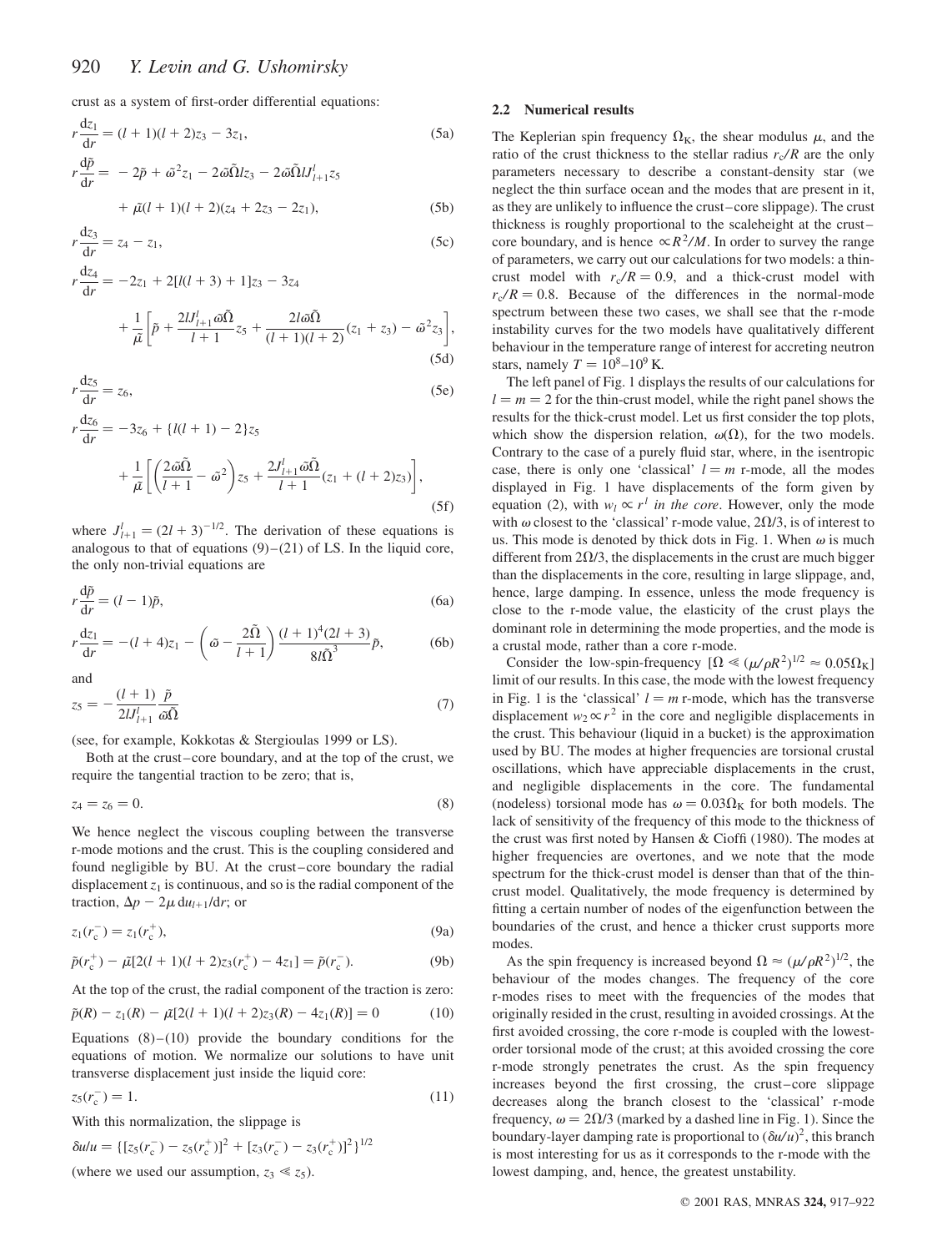crust as a system of first-order differential equations:

$$r\frac{\mathrm{d}z_1}{\mathrm{d}r} = (l+1)(l+2)z_3 - 3z_1, \tag{5a}$$

$$r\frac{\mathrm{d}\tilde{p}}{\mathrm{d}r} = -2\tilde{p} + \tilde{\omega}^2 z_1 - 2\tilde{\omega}\tilde{\Omega}lz_3 - 2\tilde{\omega}\tilde{\Omega}lJ_{l+1}^l z_5 + \tilde{\mu}(l+1)(l+2)(z_4 + 2z_3 - 2z_1), \tag{5b}$$

$$r\frac{\mathrm{d}z_3}{\mathrm{d}r} = z_4 - z_1, \tag{5c}$$

$$r\frac{\mathrm{d}z_4}{\mathrm{d}r} = -2z_1 + 2[l(l+3)+1]z_3 - 3z_4 + \frac{1}{\tilde{\mu}}\left[\tilde{p} + \frac{2lJ_{l+1}^l\tilde{\omega}\tilde{\Omega}}{l+1}z_5 + \frac{2l\tilde{\omega}\tilde{\Omega}}{(l+1)(l+2)}(z_1 + z_3) - \tilde{\omega}^2 z_3\right], \tag{5d}$$

$$r\frac{\mathrm{d}z_5}{\mathrm{d}r} = z_6, \tag{5e}$$

$$r\frac{\mathrm{d}z_6}{\mathrm{d}r} = -3z_6 + \{l(l+1) - 2\}z_5 + \frac{1}{\tilde{\mu}}\left[\left(\frac{2\tilde{\omega}\tilde{\Omega}}{l+1} - \tilde{\omega}^2\right)z_5 + \frac{2J_{l+1}^l\tilde{\omega}\tilde{\Omega}}{l+1}(z_1 + (l+2)z_3)\right], \tag{5f}$$

where $J_{l+1}^l = (2l+3)^{-1/2}$. The derivation of these equations is analogous to that of equations (9)–(21) of LS. In the liquid core, the only non-trivial equations are

$$r\frac{\mathrm{d}\tilde{p}}{\mathrm{d}r} = (l-1)\tilde{p}, \tag{6a}$$

$$r\frac{\mathrm{d}z_1}{\mathrm{d}r} = -(l+4)z_1 - \left(\tilde{\omega} - \frac{2\tilde{\Omega}}{l+1}\right)\frac{(l+1)^4(2l+3)}{8l\tilde{\Omega}^3}\tilde{p}, \tag{6b}$$

and

$$z_5 = -\frac{(l+1)}{2lJ_{l+1}^l}\frac{\tilde{p}}{\tilde{\omega}\tilde{\Omega}} \tag{7}$$

(see, for example, Kokkotas & Stergioulas 1999 or LS).

Both at the crust–core boundary, and at the top of the crust, we require the tangential traction to be zero; that is,

$$z_4 = z_6 = 0. \tag{8}$$

We hence neglect the viscous coupling between the transverse r-mode motions and the crust. This is the coupling considered and found negligible by BU. At the crust–core boundary the radial displacement $z_1$ is continuous, and so is the radial component of the traction, $\Delta p - 2\mu\, \mathrm{d}u_{l+1}/\mathrm{d}r$; or

$$z_1(r_c^-) = z_1(r_c^+), \tag{9a}$$

$$\tilde{p}(r_c^+) - \tilde{\mu}[2(l+1)(l+2)z_3(r_c^+) - 4z_1] = \tilde{p}(r_c^-). \tag{9b}$$

At the top of the crust, the radial component of the traction is zero:

$$\tilde{p}(R) - z_1(R) - \tilde{\mu}[2(l+1)(l+2)z_3(R) - 4z_1(R)] = 0 \tag{10}$$

Equations (8)–(10) provide the boundary conditions for the equations of motion. We normalize our solutions to have unit transverse displacement just inside the liquid core:

$$z_5(r_c^-) = 1. \tag{11}$$

With this normalization, the slippage is

$$\delta u/u = \{[z_5(r_c^-) - z_5(r_c^+)]^2 + [z_3(r_c^-) - z_3(r_c^+)]^2\}^{1/2}$$

(where we used our assumption, $z_3 \ll z_5$).

### 2.2 Numerical results

The Keplerian spin frequency $\Omega_K$, the shear modulus $\mu$, and the ratio of the crust thickness to the stellar radius $r_c/R$ are the only parameters necessary to describe a constant-density star (we neglect the thin surface ocean and the modes that are present in it, as they are unlikely to influence the crust–core slippage). The crust thickness is roughly proportional to the scaleheight at the crust–core boundary, and is hence $\propto R^2/M$. In order to survey the range of parameters, we carry out our calculations for two models: a thin-crust model with $r_c/R = 0.9$, and a thick-crust model with $r_c/R = 0.8$. Because of the differences in the normal-mode spectrum between these two cases, we shall see that the r-mode instability curves for the two models have qualitatively different behaviour in the temperature range of interest for accreting neutron stars, namely $T = 10^8$–$10^9$ K.

The left panel of Fig. 1 displays the results of our calculations for $l = m = 2$ for the thin-crust model, while the right panel shows the results for the thick-crust model. Let us first consider the top plots, which show the dispersion relation, $\omega(\Omega)$, for the two models. Contrary to the case of a purely fluid star, where, in the isentropic case, there is only one 'classical' $l = m$ r-mode, all the modes displayed in Fig. 1 have displacements of the form given by equation (2), with $w_l \propto r^l$ *in the core*. However, only the mode with $\omega$ closest to the 'classical' r-mode value, $2\Omega/3$, is of interest to us. This mode is denoted by thick dots in Fig. 1. When $\omega$ is much different from $2\Omega/3$, the displacements in the crust are much bigger than the displacements in the core, resulting in large slippage, and, hence, large damping. In essence, unless the mode frequency is close to the r-mode value, the elasticity of the crust plays the dominant role in determining the mode properties, and the mode is a crustal mode, rather than a core r-mode.

Consider the low-spin-frequency $[\Omega \ll (\mu/\rho R^2)^{1/2} \approx 0.05\Omega_K]$ limit of our results. In this case, the mode with the lowest frequency in Fig. 1 is the 'classical' $l = m$ r-mode, which has the transverse displacement $w_2 \propto r^2$ in the core and negligible displacements in the crust. This behaviour (liquid in a bucket) is the approximation used by BU. The modes at higher frequencies are torsional crustal oscillations, which have appreciable displacements in the crust, and negligible displacements in the core. The fundamental (nodeless) torsional mode has $\omega = 0.03\Omega_K$ for both models. The lack of sensitivity of the frequency of this mode to the thickness of the crust was first noted by Hansen & Cioffi (1980). The modes at higher frequencies are overtones, and we note that the mode spectrum for the thick-crust model is denser than that of the thin-crust model. Qualitatively, the mode frequency is determined by fitting a certain number of nodes of the eigenfunction between the boundaries of the crust, and hence a thicker crust supports more modes.

As the spin frequency is increased beyond $\Omega \approx (\mu/\rho R^2)^{1/2}$, the behaviour of the modes changes. The frequency of the core r-modes rises to meet with the frequencies of the modes that originally resided in the crust, resulting in avoided crossings. At the first avoided crossing, the core r-mode is coupled with the lowest-order torsional mode of the crust; at this avoided crossing the core r-mode strongly penetrates the crust. As the spin frequency increases beyond the first crossing, the crust–core slippage decreases along the branch closest to the 'classical' r-mode frequency, $\omega = 2\Omega/3$ (marked by a dashed line in Fig. 1). Since the boundary-layer damping rate is proportional to $(\delta u/u)^2$, this branch is most interesting for us as it corresponds to the r-mode with the lowest damping, and, hence, the greatest instability.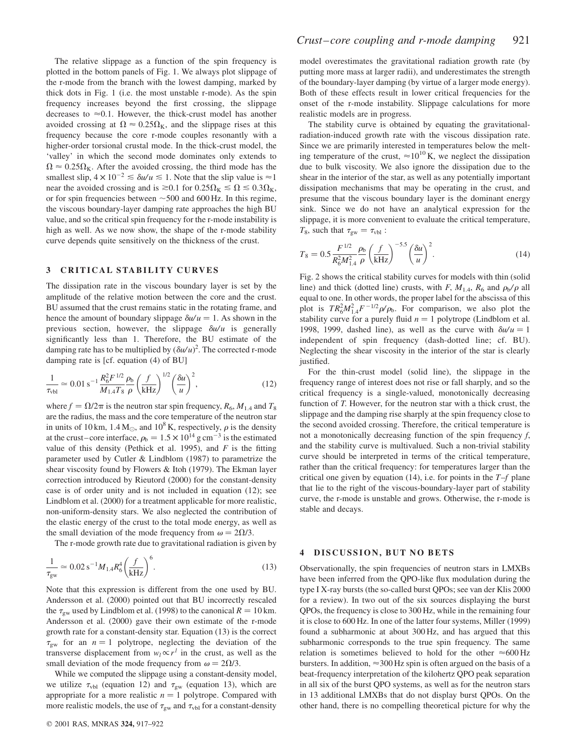The relative slippage as a function of the spin frequency is plotted in the bottom panels of Fig. 1. We always plot slippage of the r-mode from the branch with the lowest damping, marked by thick dots in Fig. 1 (i.e. the most unstable r-mode). As the spin frequency increases beyond the first crossing, the slippage decreases to $\approx 0.1$. However, the thick-crust model has another avoided crossing at $\Omega \approx 0.25\Omega_K$, and the slippage rises at this frequency because the core r-mode couples resonantly with a higher-order torsional crustal mode. In the thick-crust model, the 'valley' in which the second mode dominates only extends to $\Omega \approx 0.25\Omega_K$. After the avoided crossing, the third mode has the smallest slip, $4 \times 10^{-2} \lesssim \delta u/u \lesssim 1$. Note that the slip value is $\approx 1$ near the avoided crossing and is $\gtrsim 0.1$ for $0.25\Omega_K \lesssim \Omega \lesssim 0.3\Omega_K$, or for spin frequencies between $\sim 500$ and 600 Hz. In this regime, the viscous boundary-layer damping rate approaches the high BU value, and so the critical spin frequency for the r-mode instability is high as well. As we now show, the shape of the r-mode stability curve depends quite sensitively on the thickness of the crust.

## 3 CRITICAL STABILITY CURVES

The dissipation rate in the viscous boundary layer is set by the amplitude of the relative motion between the core and the crust. BU assumed that the crust remains static in the rotating frame, and hence the amount of boundary slippage $\delta u/u = 1$. As shown in the previous section, however, the slippage $\delta u/u$ is generally significantly less than 1. Therefore, the BU estimate of the damping rate has to be multiplied by $(\delta u/u)^2$. The corrected r-mode damping rate is [cf. equation (4) of BU]

$$\frac{1}{\tau_{\rm vbl}} \simeq 0.01\,{\rm s}^{-1}\frac{R_6^2 F^{1/2}}{M_{1.4}T_8}\frac{\rho_{\rm b}}{\rho}\left(\frac{f}{\rm kHz}\right)^{1/2}\left(\frac{\delta u}{u}\right)^2, \tag{12}$$

where $f = \Omega/2\pi$ is the neutron star spin frequency, $R_6$, $M_{1.4}$ and $T_8$ are the radius, the mass and the core temperature of the neutron star in units of 10 km, $1.4\,M_\odot$, and $10^8$ K, respectively, $\rho$ is the density at the crust–core interface, $\rho_{\rm b} = 1.5 \times 10^{14}\,{\rm g\,cm^{-3}}$ is the estimated value of this density (Pethick et al. 1995), and $F$ is the fitting parameter used by Cutler & Lindblom (1987) to parametrize the shear viscosity found by Flowers & Itoh (1979). The Ekman layer correction introduced by Rieutord (2000) for the constant-density case is of order unity and is not included in equation (12); see Lindblom et al. (2000) for a treatment applicable for more realistic, non-uniform-density stars. We also neglected the contribution of the elastic energy of the crust to the total mode energy, as well as the small deviation of the mode frequency from $\omega = 2\Omega/3$.

The r-mode growth rate due to gravitational radiation is given by

$$\frac{1}{\tau_{\rm gw}} \simeq 0.02\,{\rm s}^{-1} M_{1.4}R_6^4\left(\frac{f}{\rm kHz}\right)^6. \tag{13}$$

Note that this expression is different from the one used by BU. Andersson et al. (2000) pointed out that BU incorrectly rescaled the $\tau_{\rm gw}$ used by Lindblom et al. (1998) to the canonical $R = 10$ km. Andersson et al. (2000) gave their own estimate of the r-mode growth rate for a constant-density star. Equation (13) is the correct $\tau_{\rm gw}$ for an $n = 1$ polytrope, neglecting the deviation of the transverse displacement from $w_l \propto r^l$ in the crust, as well as the small deviation of the mode frequency from $\omega = 2\Omega/3$.

While we computed the slippage using a constant-density model, we utilize $\tau_{\rm vbl}$ (equation 12) and $\tau_{\rm gw}$ (equation 13), which are appropriate for a more realistic $n = 1$ polytrope. Compared with more realistic models, the use of $\tau_{\rm gw}$ and $\tau_{\rm vbl}$ for a constant-density model overestimates the gravitational radiation growth rate (by putting more mass at larger radii), and underestimates the strength of the boundary-layer damping (by virtue of a larger mode energy). Both of these effects result in lower critical frequencies for the onset of the r-mode instability. Slippage calculations for more realistic models are in progress.

The stability curve is obtained by equating the gravitational-radiation-induced growth rate with the viscous dissipation rate. Since we are primarily interested in temperatures below the melting temperature of the crust, $\approx 10^{10}$ K, we neglect the dissipation due to bulk viscosity. We also ignore the dissipation due to the shear in the interior of the star, as well as any potentially important dissipation mechanisms that may be operating in the crust, and presume that the viscous boundary layer is the dominant energy sink. Since we do not have an analytical expression for the slippage, it is more convenient to evaluate the critical temperature, $T_8$, such that $\tau_{\rm gw} = \tau_{\rm vbl}$ :

$$T_8 = 0.5\frac{F^{1/2}}{R_6^2 M_{1.4}^2}\frac{\rho_{\rm b}}{\rho}\left(\frac{f}{\rm kHz}\right)^{-5.5}\left(\frac{\delta u}{u}\right)^2. \tag{14}$$

Fig. 2 shows the critical stability curves for models with thin (solid line) and thick (dotted line) crusts, with $F$, $M_{1.4}$, $R_6$ and $\rho_{\rm b}/\rho$ all equal to one. In other words, the proper label for the abscissa of this plot is $TR_6^2 M_{1.4}^2 F^{-1/2}\rho/\rho_{\rm b}$. For comparison, we also plot the stability curve for a purely fluid $n = 1$ polytrope (Lindblom et al. 1998, 1999, dashed line), as well as the curve with $\delta u/u = 1$ independent of spin frequency (dash-dotted line; cf. BU). Neglecting the shear viscosity in the interior of the star is clearly justified.

For the thin-crust model (solid line), the slippage in the frequency range of interest does not rise or fall sharply, and so the critical frequency is a single-valued, monotonically decreasing function of $T$. However, for the neutron star with a thick crust, the slippage and the damping rise sharply at the spin frequency close to the second avoided crossing. Therefore, the critical temperature is not a monotonically decreasing function of the spin frequency $f$, and the stability curve is multivalued. Such a non-trivial stability curve should be interpreted in terms of the critical temperature, rather than the critical frequency: for temperatures larger than the critical one given by equation (14), i.e. for points in the $T$–$f$ plane that lie to the right of the viscous-boundary-layer part of stability curve, the r-mode is unstable and grows. Otherwise, the r-mode is stable and decays.

## 4 DISCUSSION, BUT NO BETS

Observationally, the spin frequencies of neutron stars in LMXBs have been inferred from the QPO-like flux modulation during the type I X-ray bursts (the so-called burst QPOs; see van der Klis 2000 for a review). In two out of the six sources displaying the burst QPOs, the frequency is close to 300 Hz, while in the remaining four it is close to 600 Hz. In one of the latter four systems, Miller (1999) found a subharmonic at about 300 Hz, and has argued that this subharmonic corresponds to the true spin frequency. The same relation is sometimes believed to hold for the other $\approx 600$ Hz bursters. In addition, $\approx 300$ Hz spin is often argued on the basis of a beat-frequency interpretation of the kilohertz QPO peak separation in all six of the burst QPO systems, as well as for the neutron stars in 13 additional LMXBs that do not display burst QPOs. On the other hand, there is no compelling theoretical picture for why the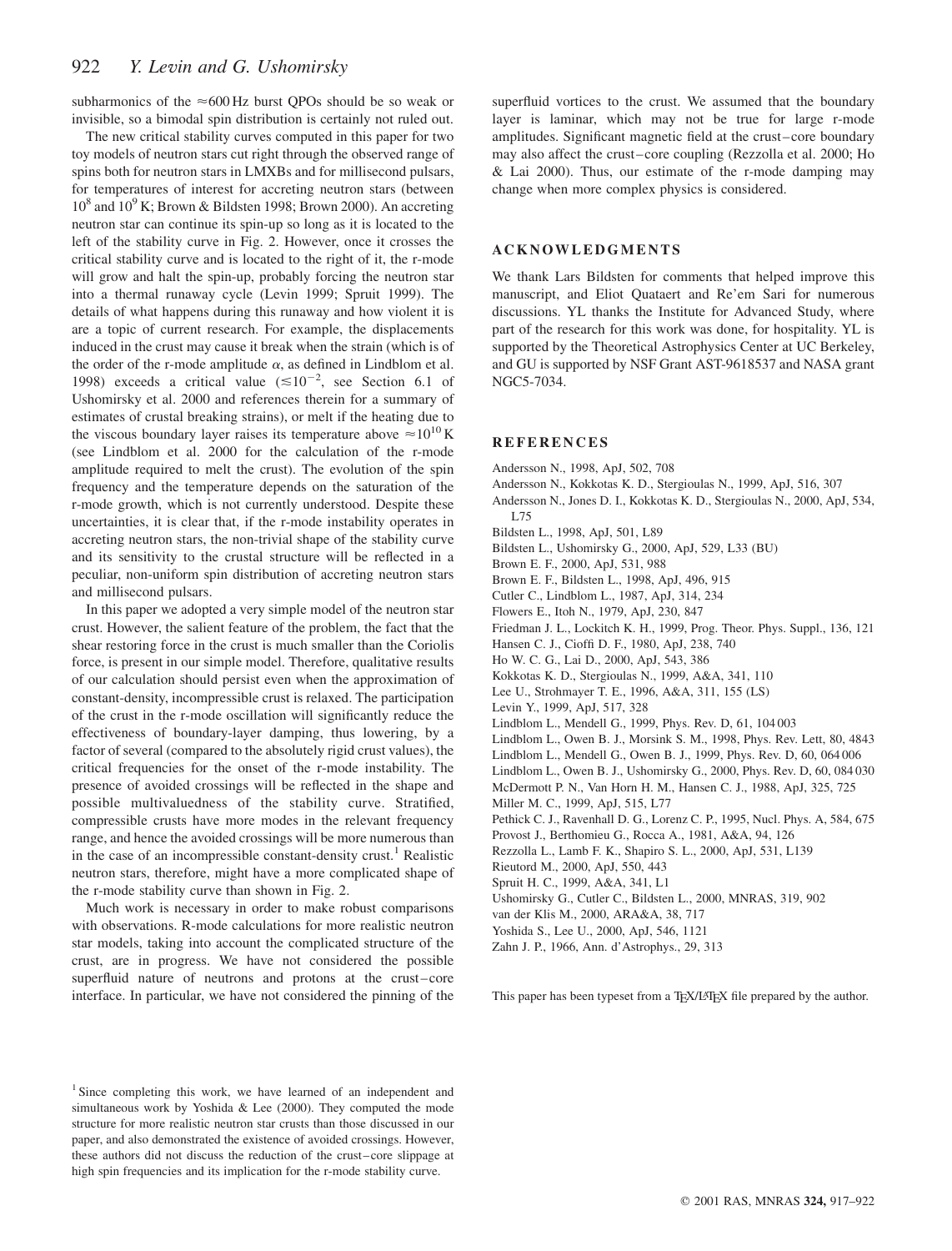subharmonics of the $\approx 600$ Hz burst QPOs should be so weak or invisible, so a bimodal spin distribution is certainly not ruled out.

The new critical stability curves computed in this paper for two toy models of neutron stars cut right through the observed range of spins both for neutron stars in LMXBs and for millisecond pulsars, for temperatures of interest for accreting neutron stars (between $10^8$ and $10^9$ K; Brown & Bildsten 1998; Brown 2000). An accreting neutron star can continue its spin-up so long as it is located to the left of the stability curve in Fig. 2. However, once it crosses the critical stability curve and is located to the right of it, the r-mode will grow and halt the spin-up, probably forcing the neutron star into a thermal runaway cycle (Levin 1999; Spruit 1999). The details of what happens during this runaway and how violent it is are a topic of current research. For example, the displacements induced in the crust may cause it break when the strain (which is of the order of the r-mode amplitude $\alpha$, as defined in Lindblom et al. 1998) exceeds a critical value ($\lesssim 10^{-2}$, see Section 6.1 of Ushomirsky et al. 2000 and references therein for a summary of estimates of crustal breaking strains), or melt if the heating due to the viscous boundary layer raises its temperature above $\approx 10^{10}$ K (see Lindblom et al. 2000 for the calculation of the r-mode amplitude required to melt the crust). The evolution of the spin frequency and the temperature depends on the saturation of the r-mode growth, which is not currently understood. Despite these uncertainties, it is clear that, if the r-mode instability operates in accreting neutron stars, the non-trivial shape of the stability curve and its sensitivity to the crustal structure will be reflected in a peculiar, non-uniform spin distribution of accreting neutron stars and millisecond pulsars.

In this paper we adopted a very simple model of the neutron star crust. However, the salient feature of the problem, the fact that the shear restoring force in the crust is much smaller than the Coriolis force, is present in our simple model. Therefore, qualitative results of our calculation should persist even when the approximation of constant-density, incompressible crust is relaxed. The participation of the crust in the r-mode oscillation will significantly reduce the effectiveness of boundary-layer damping, thus lowering, by a factor of several (compared to the absolutely rigid crust values), the critical frequencies for the onset of the r-mode instability. The presence of avoided crossings will be reflected in the shape and possible multivaluedness of the stability curve. Stratified, compressible crusts have more modes in the relevant frequency range, and hence the avoided crossings will be more numerous than in the case of an incompressible constant-density crust.[1] Realistic neutron stars, therefore, might have a more complicated shape of the r-mode stability curve than shown in Fig. 2.

Much work is necessary in order to make robust comparisons with observations. R-mode calculations for more realistic neutron star models, taking into account the complicated structure of the crust, are in progress. We have not considered the possible superfluid nature of neutrons and protons at the crust–core interface. In particular, we have not considered the pinning of the superfluid vortices to the crust. We assumed that the boundary layer is laminar, which may not be true for large r-mode amplitudes. Significant magnetic field at the crust–core boundary may also affect the crust–core coupling (Rezzolla et al. 2000; Ho & Lai 2000). Thus, our estimate of the r-mode damping may change when more complex physics is considered.

[1] Since completing this work, we have learned of an independent and simultaneous work by Yoshida & Lee (2000). They computed the mode structure for more realistic neutron star crusts than those discussed in our paper, and also demonstrated the existence of avoided crossings. However, these authors did not discuss the reduction of the crust–core slippage at high spin frequencies and its implication for the r-mode stability curve.

## ACKNOWLEDGMENTS

We thank Lars Bildsten for comments that helped improve this manuscript, and Eliot Quataert and Re'em Sari for numerous discussions. YL thanks the Institute for Advanced Study, where part of the research for this work was done, for hospitality. YL is supported by the Theoretical Astrophysics Center at UC Berkeley, and GU is supported by NSF Grant AST-9618537 and NASA grant NGC5-7034.

## REFERENCES

Andersson N., 1998, ApJ, 502, 708
Andersson N., Kokkotas K. D., Stergioulas N., 1999, ApJ, 516, 307
Andersson N., Jones D. I., Kokkotas K. D., Stergioulas N., 2000, ApJ, 534, L75
Bildsten L., 1998, ApJ, 501, L89
Bildsten L., Ushomirsky G., 2000, ApJ, 529, L33 (BU)
Brown E. F., 2000, ApJ, 531, 988
Brown E. F., Bildsten L., 1998, ApJ, 496, 915
Cutler C., Lindblom L., 1987, ApJ, 314, 234
Flowers E., Itoh N., 1979, ApJ, 230, 847
Friedman J. L., Lockitch K. H., 1999, Prog. Theor. Phys. Suppl., 136, 121
Hansen C. J., Cioffi D. F., 1980, ApJ, 238, 740
Ho W. C. G., Lai D., 2000, ApJ, 543, 386
Kokkotas K. D., Stergioulas N., 1999, A&A, 341, 110
Lee U., Strohmayer T. E., 1996, A&A, 311, 155 (LS)
Levin Y., 1999, ApJ, 517, 328
Lindblom L., Mendell G., 1999, Phys. Rev. D, 61, 104 003
Lindblom L., Owen B. J., Morsink S. M., 1998, Phys. Rev. Lett, 80, 4843
Lindblom L., Mendell G., Owen B. J., 1999, Phys. Rev. D, 60, 064 006
Lindblom L., Owen B. J., Ushomirsky G., 2000, Phys. Rev. D, 60, 084 030
McDermott P. N., Van Horn H. M., Hansen C. J., 1988, ApJ, 325, 725
Miller M. C., 1999, ApJ, 515, L77
Pethick C. J., Ravenhall D. G., Lorenz C. P., 1995, Nucl. Phys. A, 584, 675
Provost J., Berthomieu G., Rocca A., 1981, A&A, 94, 126
Rezzolla L., Lamb F. K., Shapiro S. L., 2000, ApJ, 531, L139
Rieutord M., 2000, ApJ, 550, 443
Spruit H. C., 1999, A&A, 341, L1
Ushomirsky G., Cutler C., Bildsten L., 2000, MNRAS, 319, 902
van der Klis M., 2000, ARA&A, 38, 717
Yoshida S., Lee U., 2000, ApJ, 546, 1121
Zahn J. P., 1966, Ann. d'Astrophys., 29, 313

This paper has been typeset from a TeX/LaTeX file prepared by the author.